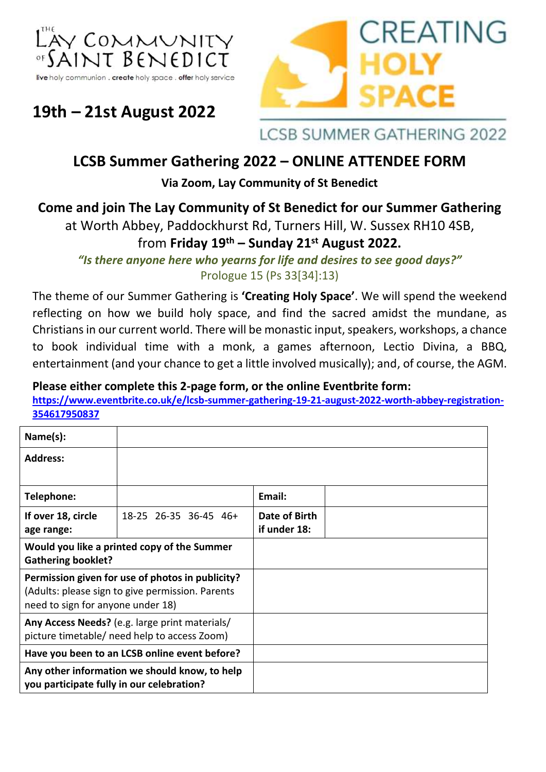THE LAY COMMUNITY OF SAINT BENEDICT

live holy communion . create holy space . offer holy service

# 19th – 21st August 2022

CREATING HOLY SPACE

LCSB SUMMER GATHERING 2022

## LCSB Summer Gathering 2022 – ONLINE ATTENDEE FORM

**Via Zoom, Lay Community of St Benedict**

**Come and join The Lay Community of St Benedict for our Summer Gathering** at Worth Abbey, Paddockhurst Rd, Turners Hill, W. Sussex RH10 4SB, from **Friday 19th – Sunday 21st August 2022.**

*"Is there anyone here who yearns for life and desires to see good days?"*
Prologue 15 (Ps 33[34]:13)

The theme of our Summer Gathering is **'Creating Holy Space'**. We will spend the weekend reflecting on how we build holy space, and find the sacred amidst the mundane, as Christians in our current world. There will be monastic input, speakers, workshops, a chance to book individual time with a monk, a games afternoon, Lectio Divina, a BBQ, entertainment (and your chance to get a little involved musically); and, of course, the AGM.

**Please either complete this 2-page form, or the online Eventbrite form:**
**https://www.eventbrite.co.uk/e/lcsb-summer-gathering-19-21-august-2022-worth-abbey-registration-354617950837**

| **Name(s):** | | | |
|---|---|---|---|
| **Address:** | | | |
| **Telephone:** | | **Email:** | |
| **If over 18, circle age range:** | 18-25 26-35 36-45 46+ | **Date of Birth if under 18:** | |
| **Would you like a printed copy of the Summer Gathering booklet?** | | | |
| **Permission given for use of photos in publicity?** (Adults: please sign to give permission. Parents need to sign for anyone under 18) | | | |
| **Any Access Needs?** (e.g. large print materials/ picture timetable/ need help to access Zoom) | | | |
| **Have you been to an LCSB online event before?** | | | |
| **Any other information we should know, to help you participate fully in our celebration?** | | | |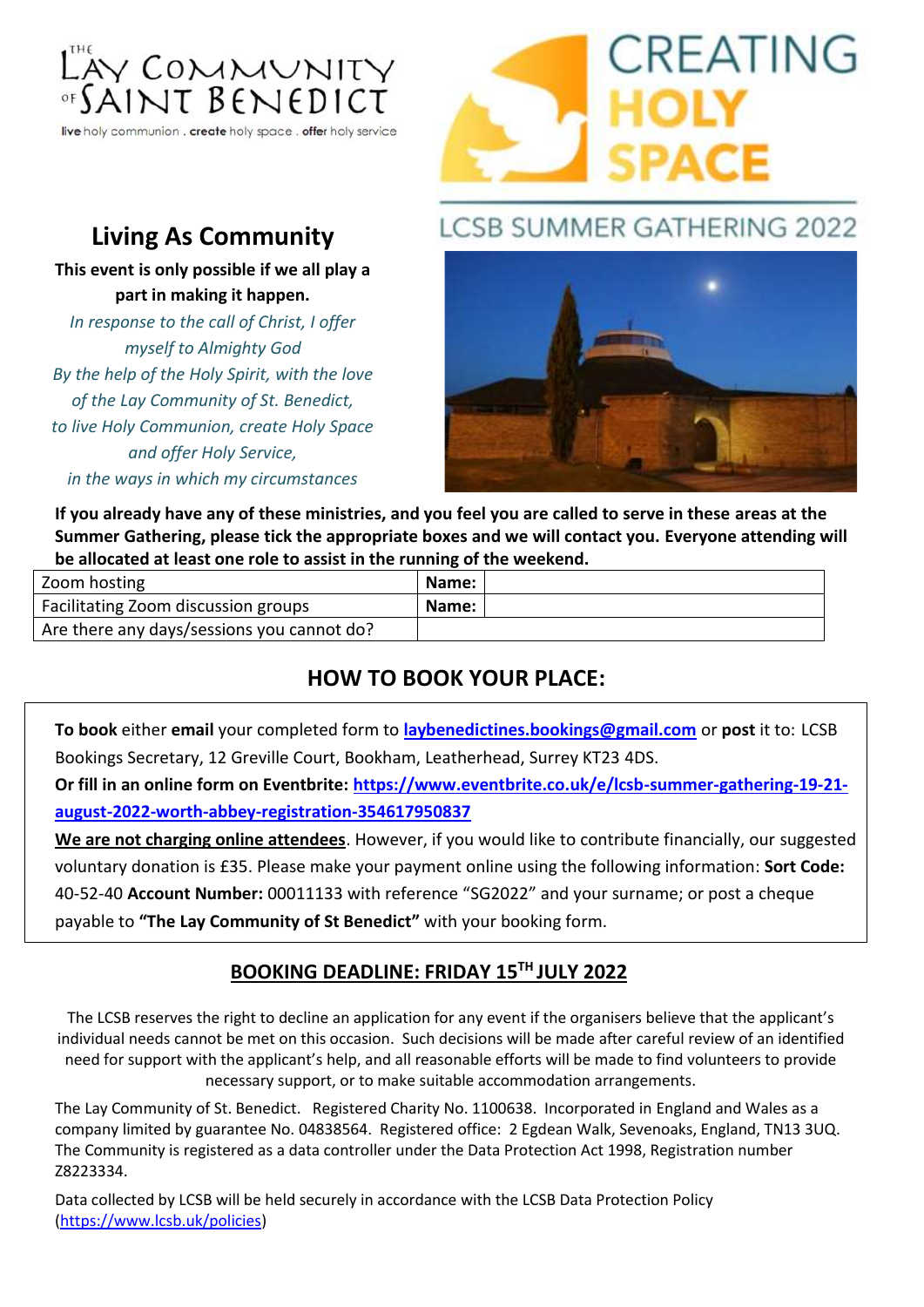THE LAY COMMUNITY OF SAINT BENEDICT

live holy communion . create holy space . offer holy service

# CREATING HOLY SPACE

LCSB SUMMER GATHERING 2022

## Living As Community

**This event is only possible if we all play a part in making it happen.**

*In response to the call of Christ, I offer myself to Almighty God*
*By the help of the Holy Spirit, with the love of the Lay Community of St. Benedict,*
*to live Holy Communion, create Holy Space and offer Holy Service,*
*in the ways in which my circumstances*

**If you already have any of these ministries, and you feel you are called to serve in these areas at the Summer Gathering, please tick the appropriate boxes and we will contact you. Everyone attending will be allocated at least one role to assist in the running of the weekend.**

| | | |
|---|---|---|
| Zoom hosting | **Name:** | |
| Facilitating Zoom discussion groups | **Name:** | |
| Are there any days/sessions you cannot do? | | |

## HOW TO BOOK YOUR PLACE:

**To book** either **email** your completed form to **laybenedictines.bookings@gmail.com** or **post** it to: LCSB Bookings Secretary, 12 Greville Court, Bookham, Leatherhead, Surrey KT23 4DS.

**Or fill in an online form on Eventbrite: https://www.eventbrite.co.uk/e/lcsb-summer-gathering-19-21-august-2022-worth-abbey-registration-354617950837**

**We are not charging online attendees**. However, if you would like to contribute financially, our suggested voluntary donation is £35. Please make your payment online using the following information: **Sort Code:** 40-52-40 **Account Number:** 00011133 with reference "SG2022" and your surname; or post a cheque payable to **"The Lay Community of St Benedict"** with your booking form.

## BOOKING DEADLINE: FRIDAY 15TH JULY 2022

The LCSB reserves the right to decline an application for any event if the organisers believe that the applicant's individual needs cannot be met on this occasion. Such decisions will be made after careful review of an identified need for support with the applicant's help, and all reasonable efforts will be made to find volunteers to provide necessary support, or to make suitable accommodation arrangements.

The Lay Community of St. Benedict. Registered Charity No. 1100638. Incorporated in England and Wales as a company limited by guarantee No. 04838564. Registered office: 2 Egdean Walk, Sevenoaks, England, TN13 3UQ. The Community is registered as a data controller under the Data Protection Act 1998, Registration number Z8223334.

Data collected by LCSB will be held securely in accordance with the LCSB Data Protection Policy (https://www.lcsb.uk/policies)